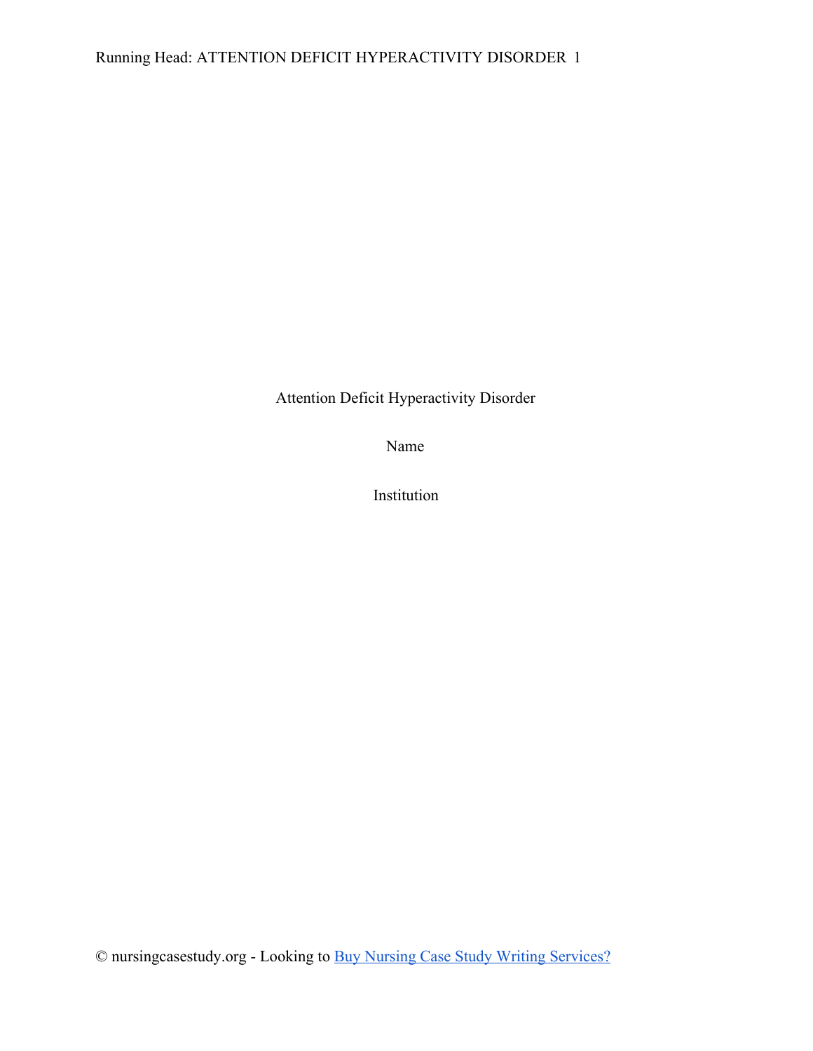Attention Deficit Hyperactivity Disorder

Name

Institution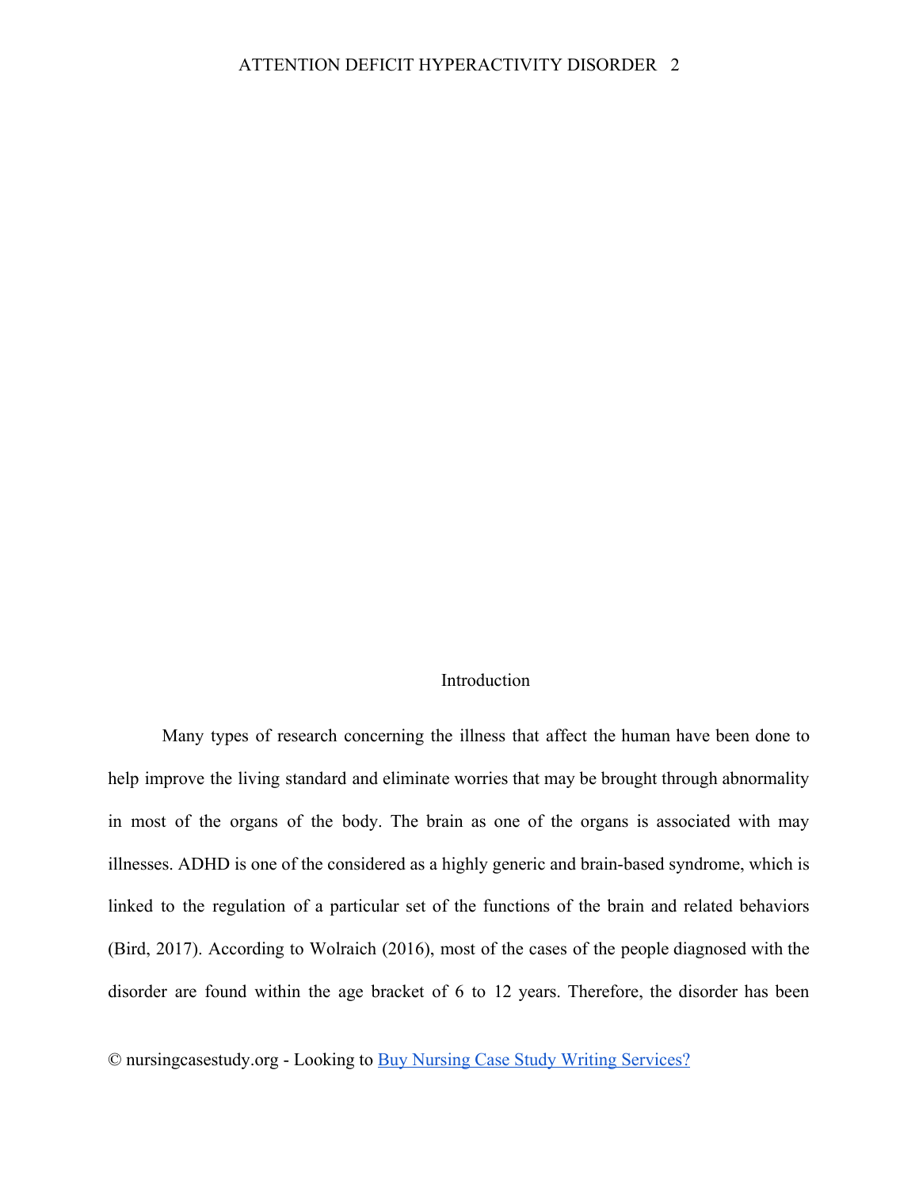## Introduction

Many types of research concerning the illness that affect the human have been done to help improve the living standard and eliminate worries that may be brought through abnormality in most of the organs of the body. The brain as one of the organs is associated with may illnesses. ADHD is one of the considered as a highly generic and brain-based syndrome, which is linked to the regulation of a particular set of the functions of the brain and related behaviors (Bird, 2017). According to Wolraich (2016), most of the cases of the people diagnosed with the disorder are found within the age bracket of 6 to 12 years. Therefore, the disorder has been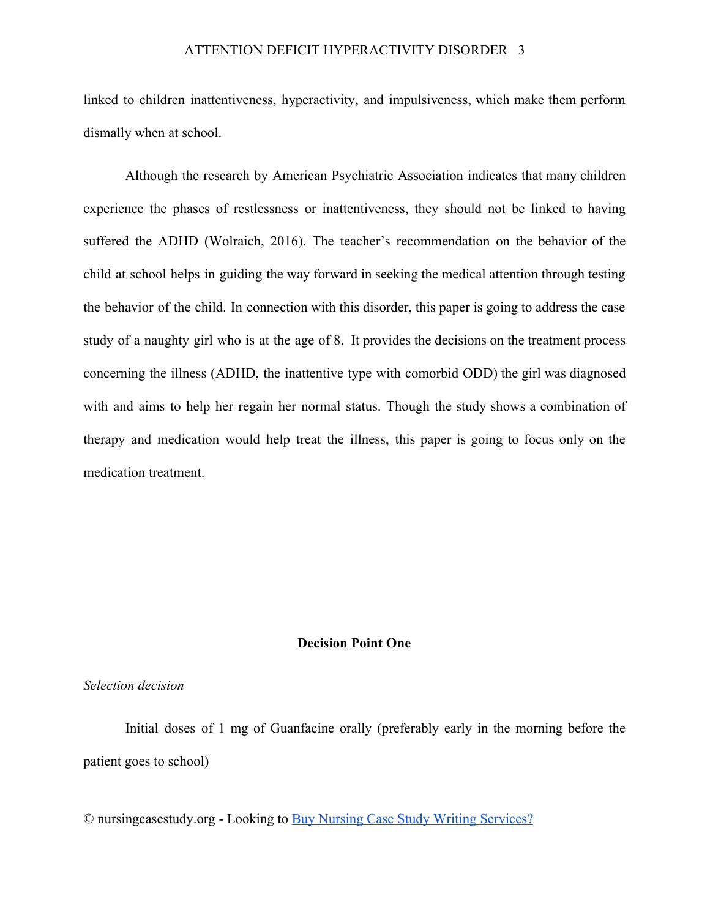linked to children inattentiveness, hyperactivity, and impulsiveness, which make them perform dismally when at school.

Although the research by American Psychiatric Association indicates that many children experience the phases of restlessness or inattentiveness, they should not be linked to having suffered the ADHD (Wolraich, 2016). The teacher's recommendation on the behavior of the child at school helps in guiding the way forward in seeking the medical attention through testing the behavior of the child. In connection with this disorder, this paper is going to address the case study of a naughty girl who is at the age of 8. It provides the decisions on the treatment process concerning the illness (ADHD, the inattentive type with comorbid ODD) the girl was diagnosed with and aims to help her regain her normal status. Though the study shows a combination of therapy and medication would help treat the illness, this paper is going to focus only on the medication treatment.

## Decision Point One

*Selection decision*

Initial doses of 1 mg of Guanfacine orally (preferably early in the morning before the patient goes to school)

© nursingcasestudy.org - Looking to Buy Nursing Case Study Writing Services?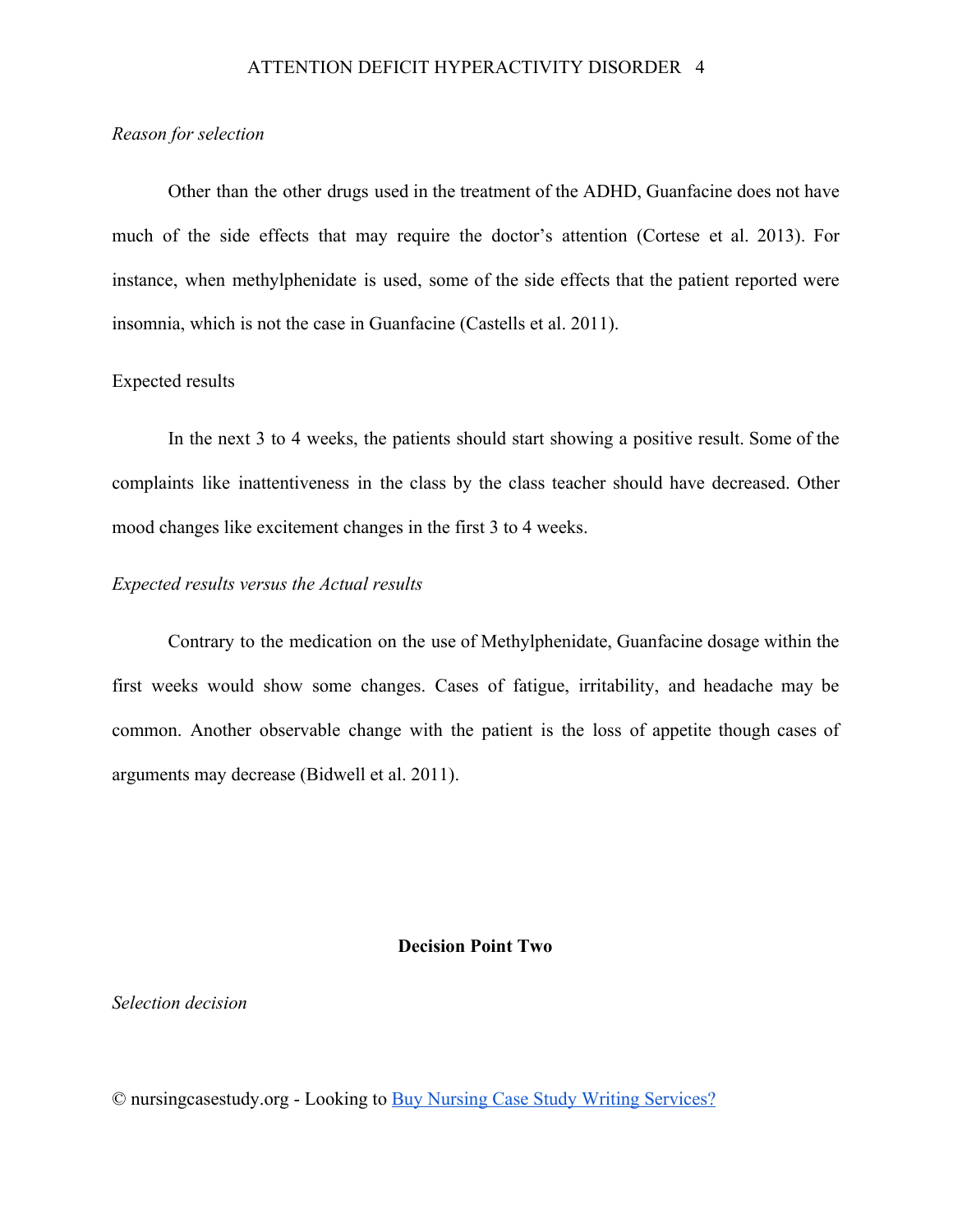*Reason for selection*

Other than the other drugs used in the treatment of the ADHD, Guanfacine does not have much of the side effects that may require the doctor's attention (Cortese et al. 2013). For instance, when methylphenidate is used, some of the side effects that the patient reported were insomnia, which is not the case in Guanfacine (Castells et al. 2011).

Expected results

In the next 3 to 4 weeks, the patients should start showing a positive result. Some of the complaints like inattentiveness in the class by the class teacher should have decreased. Other mood changes like excitement changes in the first 3 to 4 weeks.

*Expected results versus the Actual results*

Contrary to the medication on the use of Methylphenidate, Guanfacine dosage within the first weeks would show some changes. Cases of fatigue, irritability, and headache may be common. Another observable change with the patient is the loss of appetite though cases of arguments may decrease (Bidwell et al. 2011).

## Decision Point Two

*Selection decision*

© nursingcasestudy.org - Looking to [Buy Nursing Case Study Writing Services?]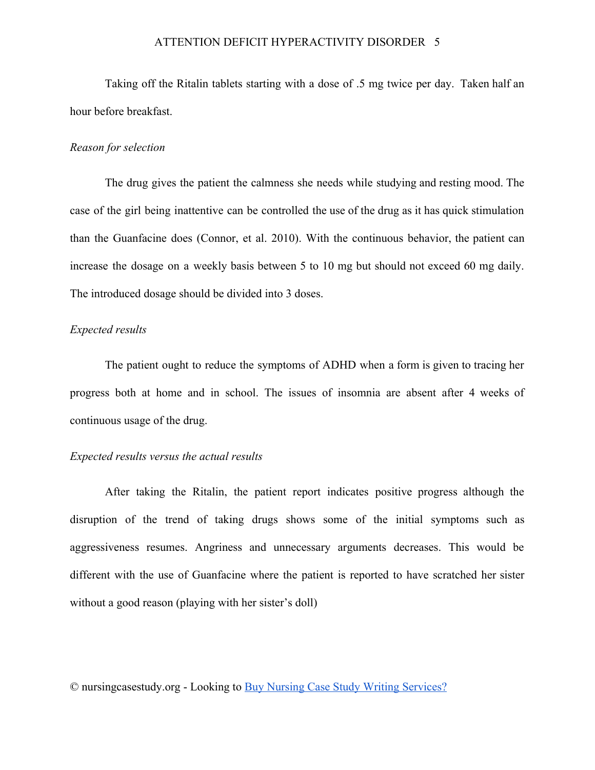Taking off the Ritalin tablets starting with a dose of .5 mg twice per day. Taken half an hour before breakfast.

*Reason for selection*

The drug gives the patient the calmness she needs while studying and resting mood. The case of the girl being inattentive can be controlled the use of the drug as it has quick stimulation than the Guanfacine does (Connor, et al. 2010). With the continuous behavior, the patient can increase the dosage on a weekly basis between 5 to 10 mg but should not exceed 60 mg daily. The introduced dosage should be divided into 3 doses.

*Expected results*

The patient ought to reduce the symptoms of ADHD when a form is given to tracing her progress both at home and in school. The issues of insomnia are absent after 4 weeks of continuous usage of the drug.

*Expected results versus the actual results*

After taking the Ritalin, the patient report indicates positive progress although the disruption of the trend of taking drugs shows some of the initial symptoms such as aggressiveness resumes. Angriness and unnecessary arguments decreases. This would be different with the use of Guanfacine where the patient is reported to have scratched her sister without a good reason (playing with her sister's doll)

© nursingcasestudy.org - Looking to [Buy Nursing Case Study Writing Services?]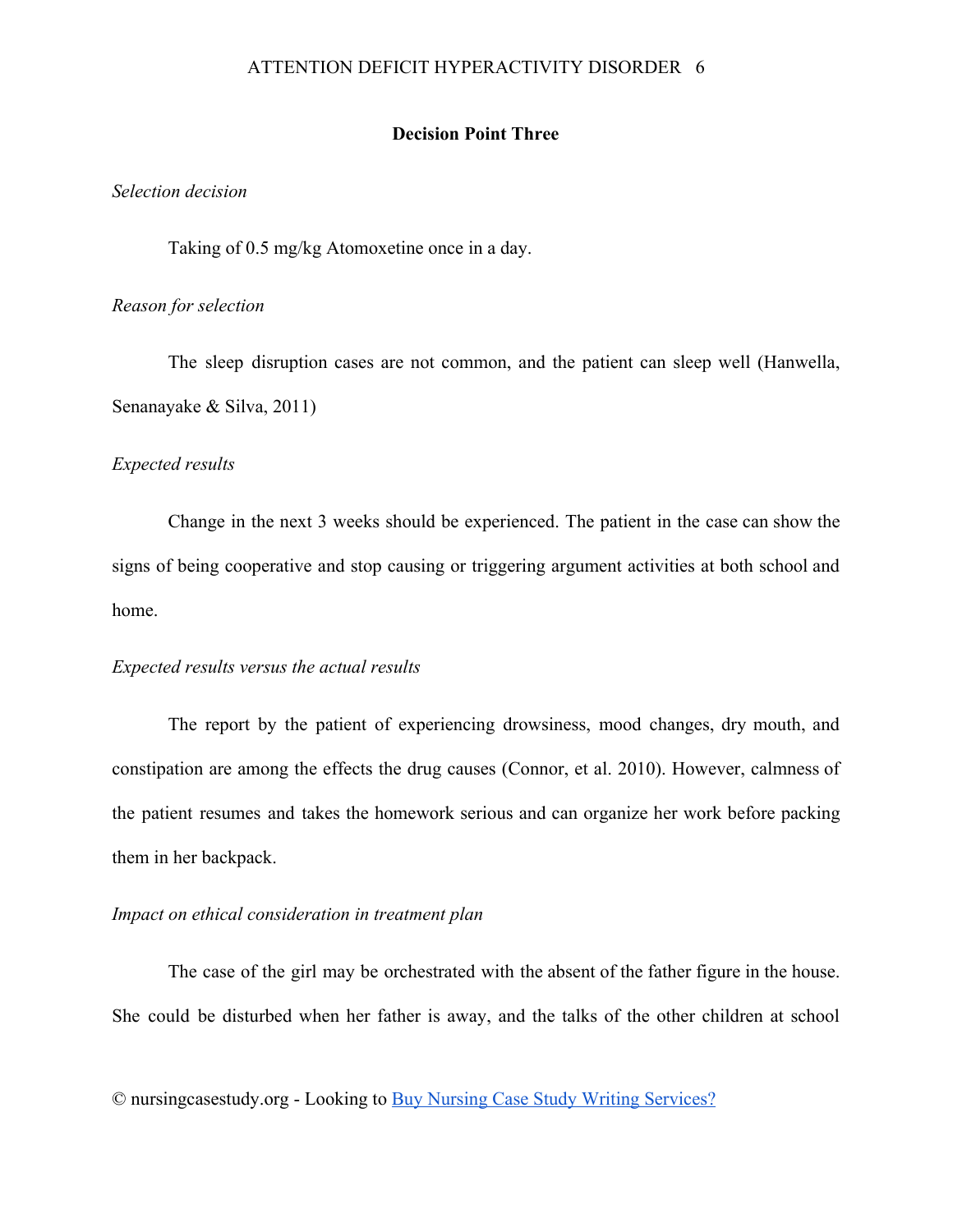## Decision Point Three

*Selection decision*

Taking of 0.5 mg/kg Atomoxetine once in a day.

*Reason for selection*

The sleep disruption cases are not common, and the patient can sleep well (Hanwella, Senanayake & Silva, 2011)

*Expected results*

Change in the next 3 weeks should be experienced. The patient in the case can show the signs of being cooperative and stop causing or triggering argument activities at both school and home.

*Expected results versus the actual results*

The report by the patient of experiencing drowsiness, mood changes, dry mouth, and constipation are among the effects the drug causes (Connor, et al. 2010). However, calmness of the patient resumes and takes the homework serious and can organize her work before packing them in her backpack.

*Impact on ethical consideration in treatment plan*

The case of the girl may be orchestrated with the absent of the father figure in the house. She could be disturbed when her father is away, and the talks of the other children at school

© nursingcasestudy.org - Looking to Buy Nursing Case Study Writing Services?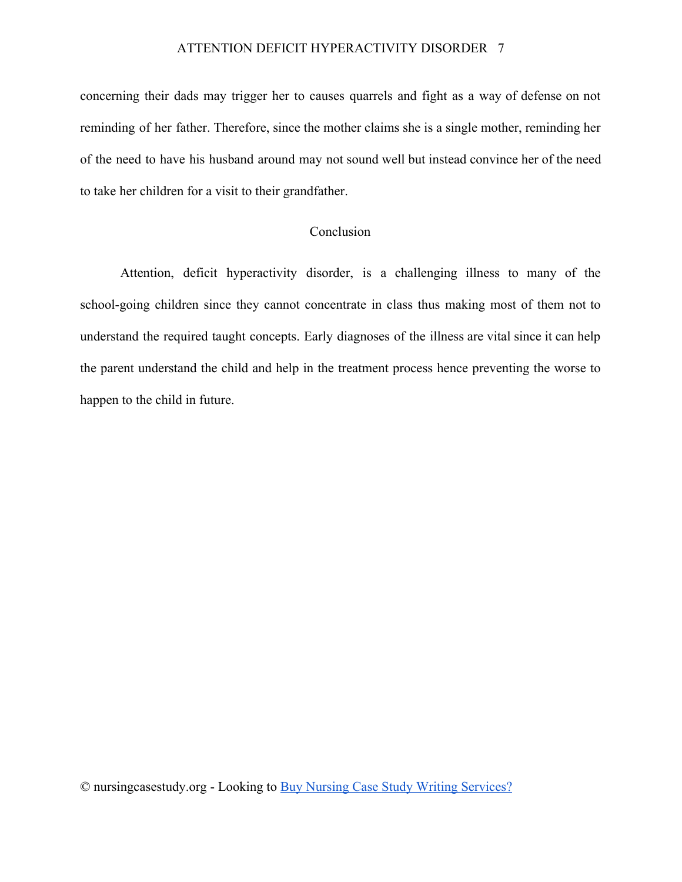concerning their dads may trigger her to causes quarrels and fight as a way of defense on not reminding of her father. Therefore, since the mother claims she is a single mother, reminding her of the need to have his husband around may not sound well but instead convince her of the need to take her children for a visit to their grandfather.

## Conclusion

Attention, deficit hyperactivity disorder, is a challenging illness to many of the school-going children since they cannot concentrate in class thus making most of them not to understand the required taught concepts. Early diagnoses of the illness are vital since it can help the parent understand the child and help in the treatment process hence preventing the worse to happen to the child in future.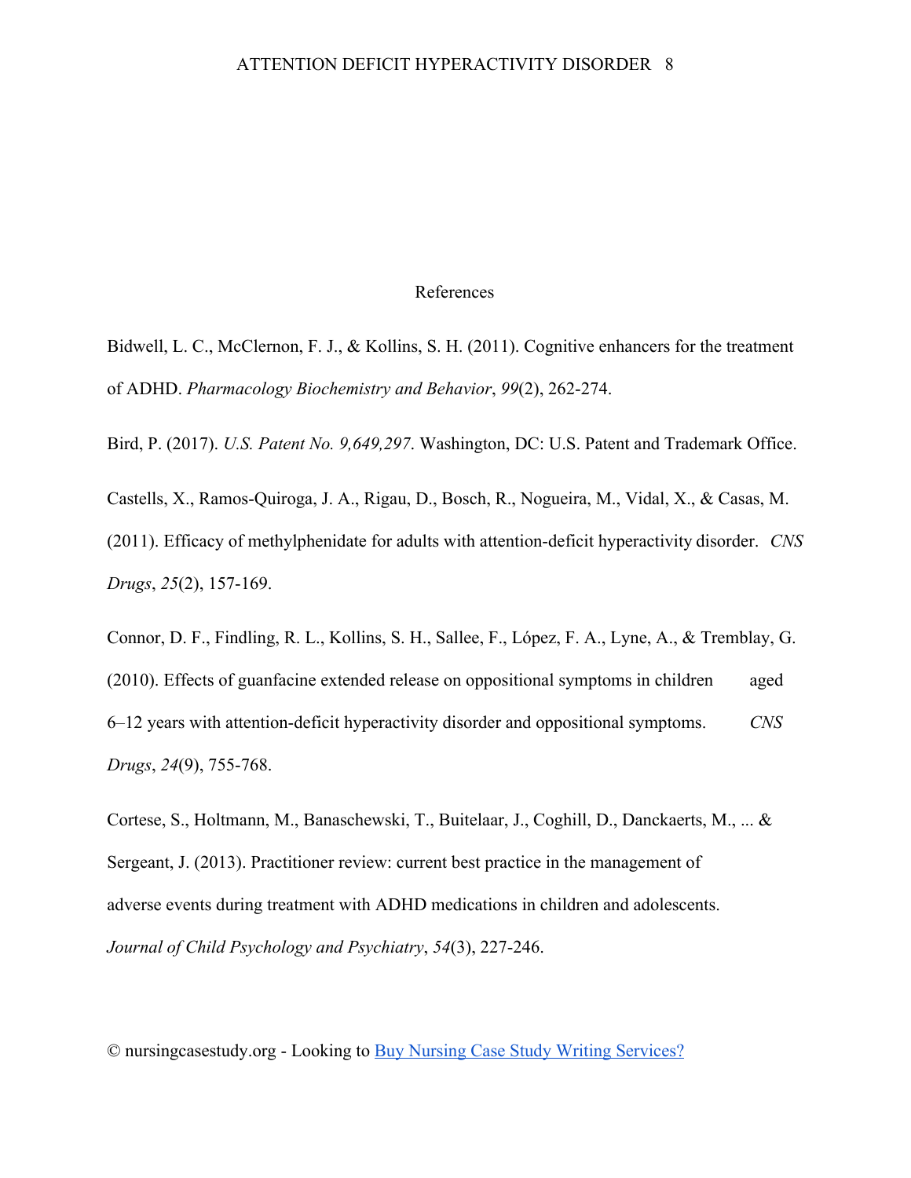# References

Bidwell, L. C., McClernon, F. J., & Kollins, S. H. (2011). Cognitive enhancers for the treatment of ADHD. *Pharmacology Biochemistry and Behavior*, *99*(2), 262-274.

Bird, P. (2017). *U.S. Patent No. 9,649,297*. Washington, DC: U.S. Patent and Trademark Office.

Castells, X., Ramos-Quiroga, J. A., Rigau, D., Bosch, R., Nogueira, M., Vidal, X., & Casas, M. (2011). Efficacy of methylphenidate for adults with attention-deficit hyperactivity disorder. *CNS Drugs*, *25*(2), 157-169.

Connor, D. F., Findling, R. L., Kollins, S. H., Sallee, F., López, F. A., Lyne, A., & Tremblay, G. (2010). Effects of guanfacine extended release on oppositional symptoms in children aged 6–12 years with attention-deficit hyperactivity disorder and oppositional symptoms. *CNS Drugs*, *24*(9), 755-768.

Cortese, S., Holtmann, M., Banaschewski, T., Buitelaar, J., Coghill, D., Danckaerts, M., ... & Sergeant, J. (2013). Practitioner review: current best practice in the management of adverse events during treatment with ADHD medications in children and adolescents. *Journal of Child Psychology and Psychiatry*, *54*(3), 227-246.

© nursingcasestudy.org - Looking to Buy Nursing Case Study Writing Services?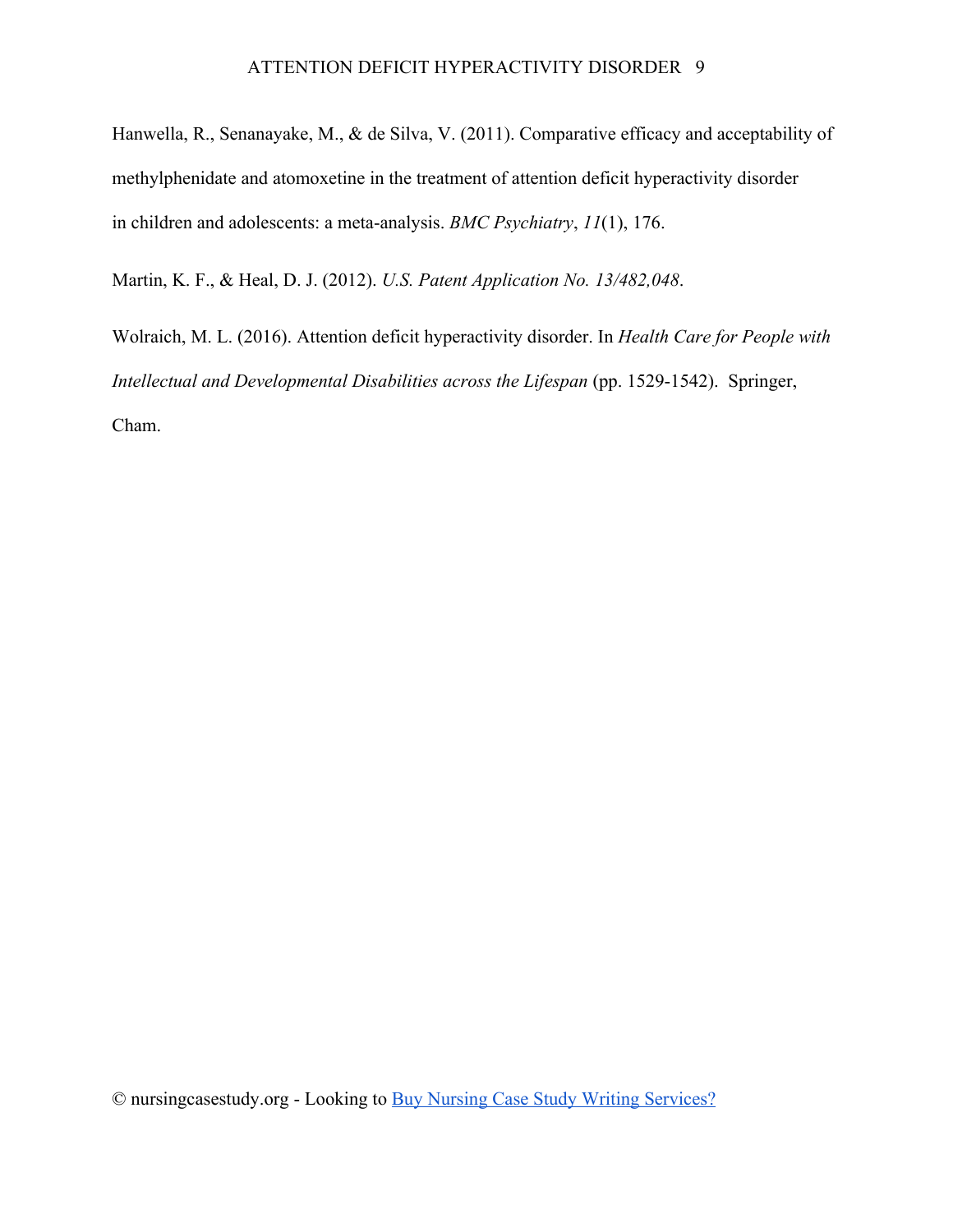Hanwella, R., Senanayake, M., & de Silva, V. (2011). Comparative efficacy and acceptability of methylphenidate and atomoxetine in the treatment of attention deficit hyperactivity disorder in children and adolescents: a meta-analysis. *BMC Psychiatry*, *11*(1), 176.

Martin, K. F., & Heal, D. J. (2012). *U.S. Patent Application No. 13/482,048*.

Wolraich, M. L. (2016). Attention deficit hyperactivity disorder. In *Health Care for People with Intellectual and Developmental Disabilities across the Lifespan* (pp. 1529-1542). Springer, Cham.

© nursingcasestudy.org - Looking to Buy Nursing Case Study Writing Services?